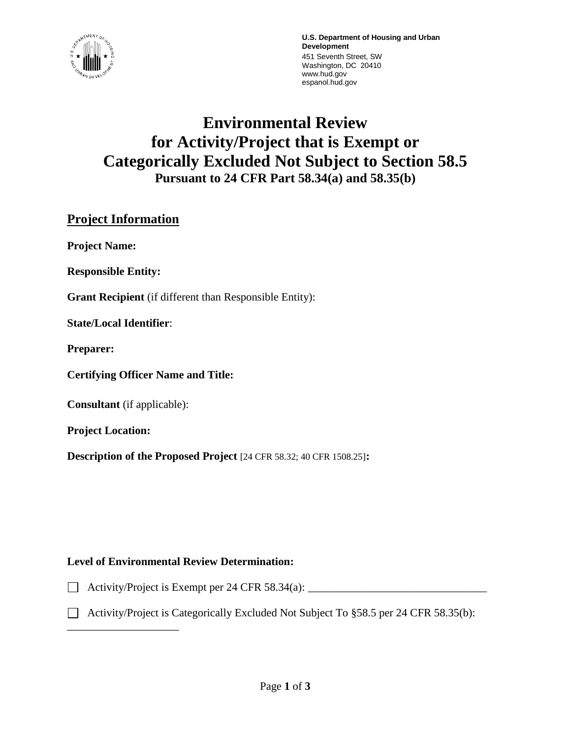**U.S. Department of Housing and Urban Development**
451 Seventh Street, SW
Washington, DC 20410
www.hud.gov
espanol.hud.gov

# Environmental Review for Activity/Project that is Exempt or Categorically Excluded Not Subject to Section 58.5

### Pursuant to 24 CFR Part 58.34(a) and 58.35(b)

## Project Information

**Project Name:**

**Responsible Entity:**

**Grant Recipient** (if different than Responsible Entity):

**State/Local Identifier**:

**Preparer:**

**Certifying Officer Name and Title:**

**Consultant** (if applicable):

**Project Location:**

**Description of the Proposed Project** [24 CFR 58.32; 40 CFR 1508.25]**:**

**Level of Environmental Review Determination:**

☐ Activity/Project is Exempt per 24 CFR 58.34(a): ________________________________

☐ Activity/Project is Categorically Excluded Not Subject To §58.5 per 24 CFR 58.35(b): ____________________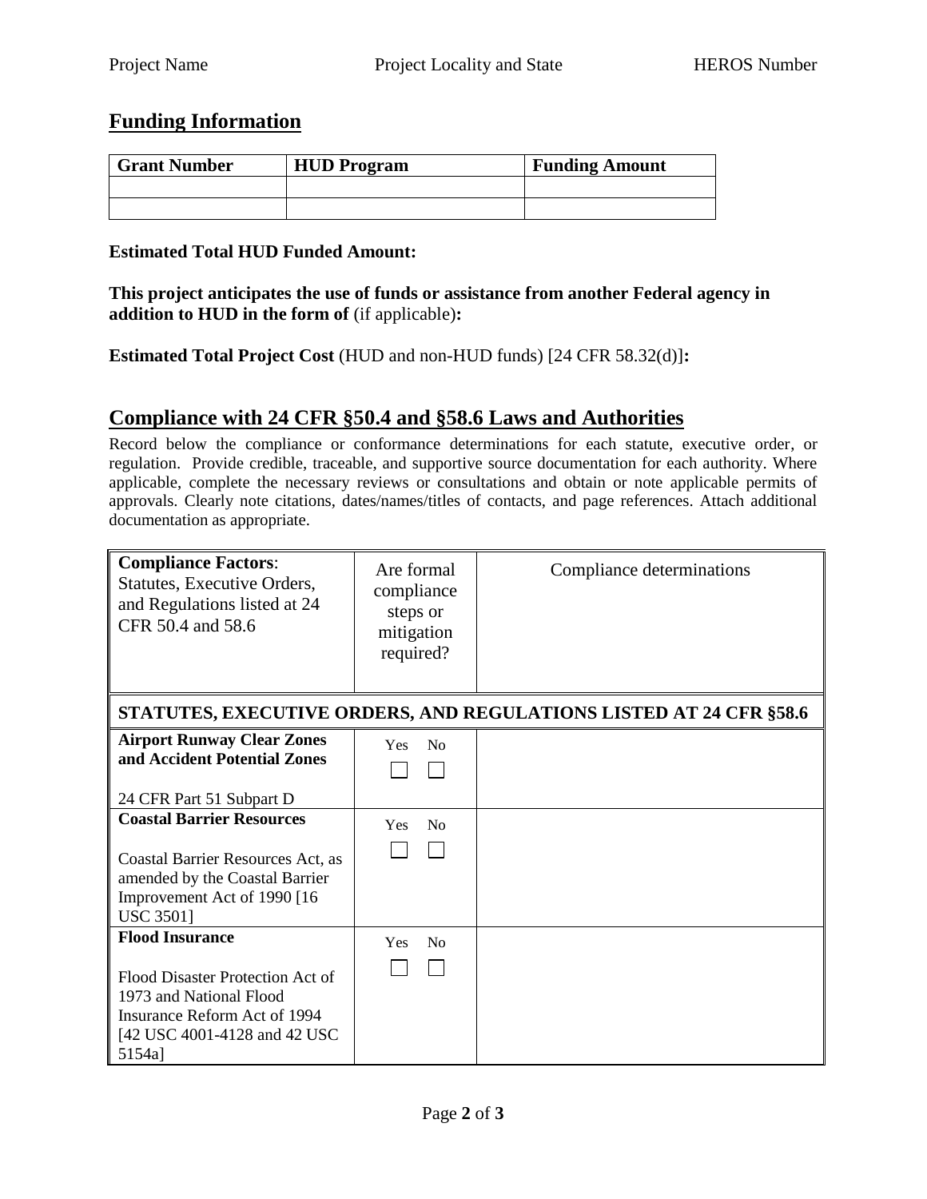## Funding Information

| Grant Number | HUD Program | Funding Amount |
|---|---|---|
| | | |
| | | |

**Estimated Total HUD Funded Amount:**

**This project anticipates the use of funds or assistance from another Federal agency in addition to HUD in the form of** (if applicable)**:**

**Estimated Total Project Cost** (HUD and non-HUD funds) [24 CFR 58.32(d)]**:**

## Compliance with 24 CFR §50.4 and §58.6 Laws and Authorities

Record below the compliance or conformance determinations for each statute, executive order, or regulation. Provide credible, traceable, and supportive source documentation for each authority. Where applicable, complete the necessary reviews or consultations and obtain or note applicable permits of approvals. Clearly note citations, dates/names/titles of contacts, and page references. Attach additional documentation as appropriate.

| **Compliance Factors**: Statutes, Executive Orders, and Regulations listed at 24 CFR 50.4 and 58.6 | Are formal compliance steps or mitigation required? | Compliance determinations |
|---|---|---|
| **STATUTES, EXECUTIVE ORDERS, AND REGULATIONS LISTED AT 24 CFR §58.6** | | |
| **Airport Runway Clear Zones and Accident Potential Zones**<br><br>24 CFR Part 51 Subpart D | Yes ☐ No ☐ | |
| **Coastal Barrier Resources**<br><br>Coastal Barrier Resources Act, as amended by the Coastal Barrier Improvement Act of 1990 [16 USC 3501] | Yes ☐ No ☐ | |
| **Flood Insurance**<br><br>Flood Disaster Protection Act of 1973 and National Flood Insurance Reform Act of 1994 [42 USC 4001-4128 and 42 USC 5154a] | Yes ☐ No ☐ | |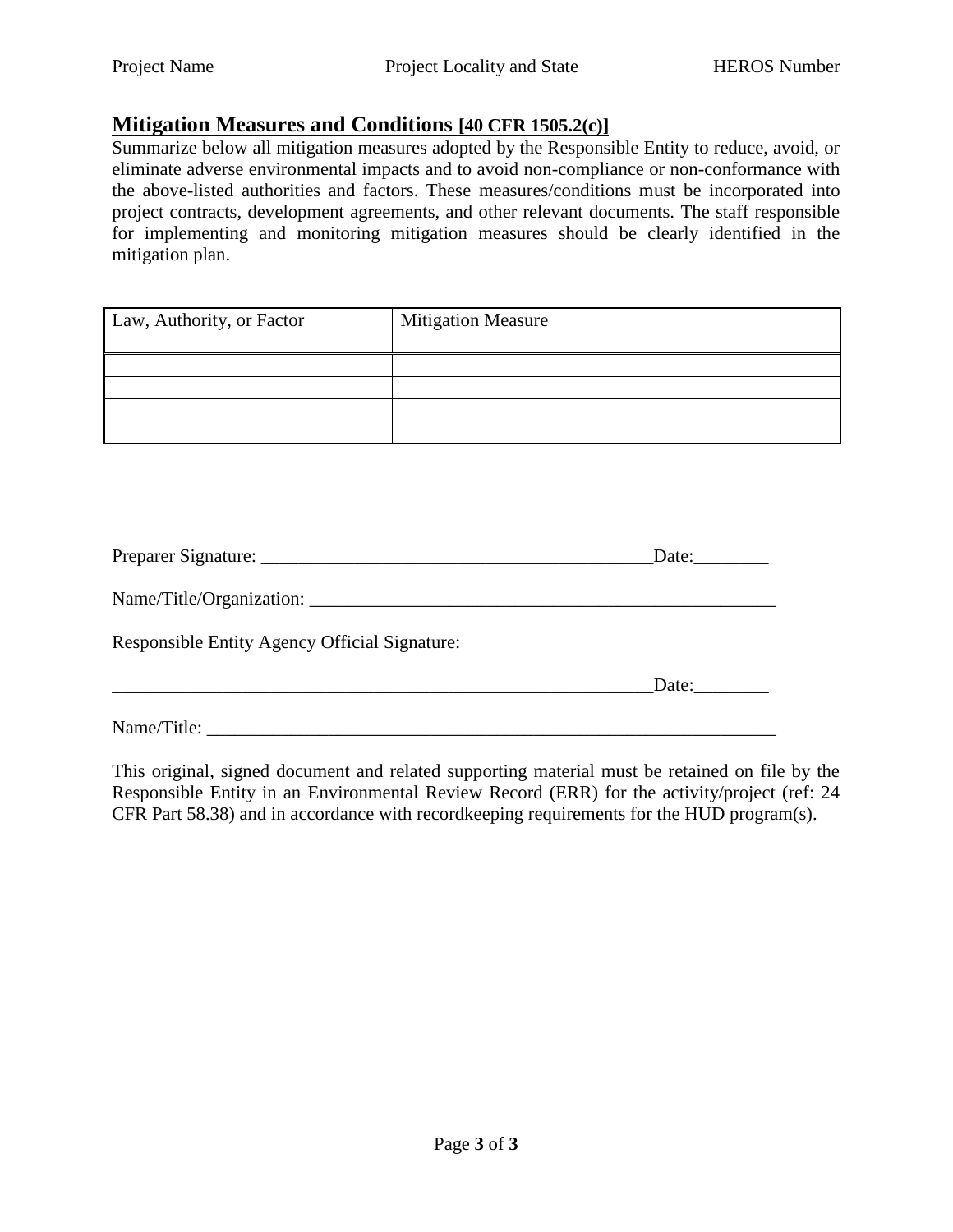## Mitigation Measures and Conditions [40 CFR 1505.2(c)]

Summarize below all mitigation measures adopted by the Responsible Entity to reduce, avoid, or eliminate adverse environmental impacts and to avoid non-compliance or non-conformance with the above-listed authorities and factors. These measures/conditions must be incorporated into project contracts, development agreements, and other relevant documents. The staff responsible for implementing and monitoring mitigation measures should be clearly identified in the mitigation plan.

| Law, Authority, or Factor | Mitigation Measure |
| --- | --- |
| | |
| | |
| | |
| | |

Preparer Signature: ___________________________________________Date:________

Name/Title/Organization: ___________________________________________________

Responsible Entity Agency Official Signature:

____________________________________________________________Date:________

Name/Title: ________________________________________________________________

This original, signed document and related supporting material must be retained on file by the Responsible Entity in an Environmental Review Record (ERR) for the activity/project (ref: 24 CFR Part 58.38) and in accordance with recordkeeping requirements for the HUD program(s).